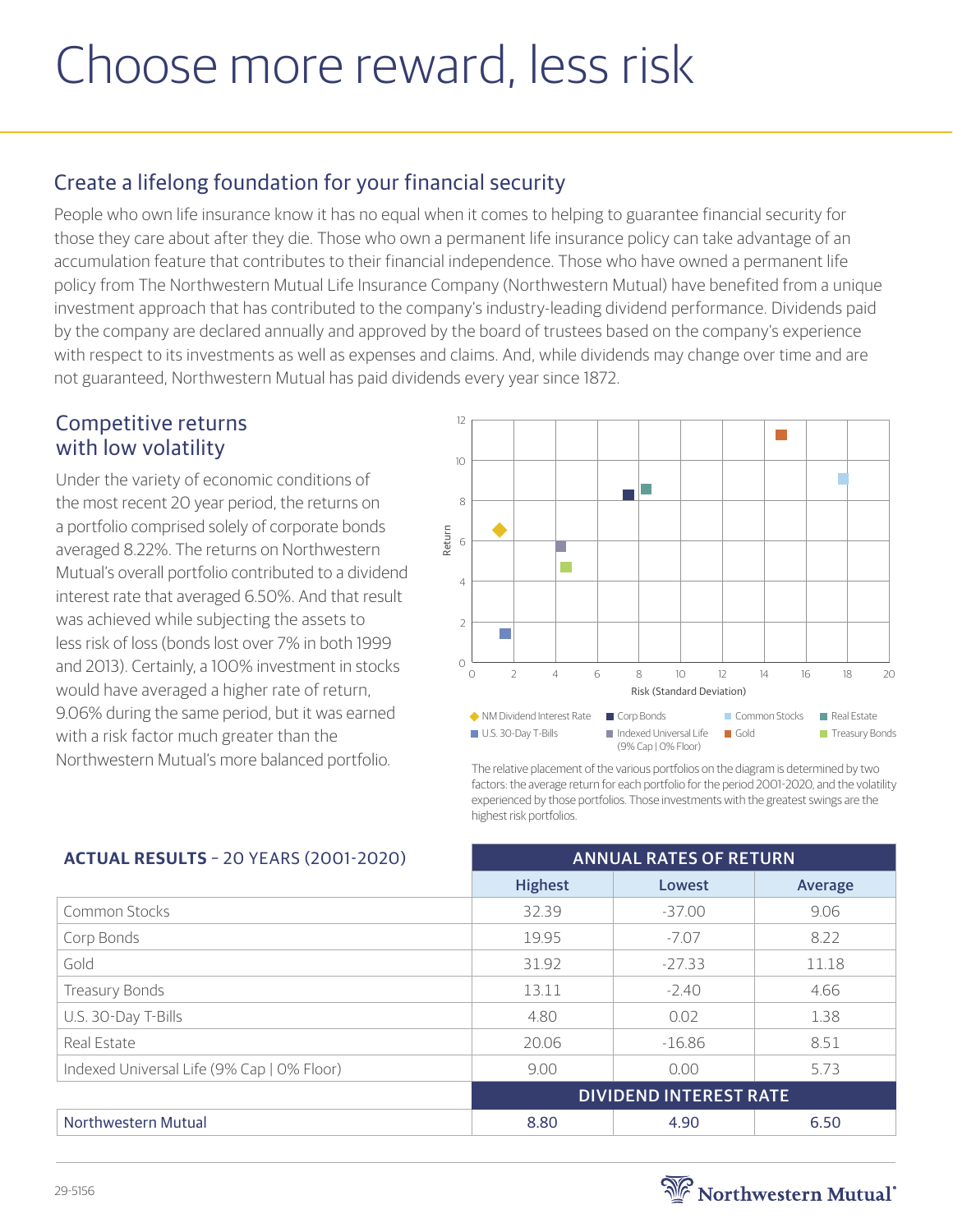# Choose more reward, less risk

## Create a lifelong foundation for your financial security

People who own life insurance know it has no equal when it comes to helping to guarantee financial security for those they care about after they die. Those who own a permanent life insurance policy can take advantage of an accumulation feature that contributes to their financial independence. Those who have owned a permanent life policy from The Northwestern Mutual Life Insurance Company (Northwestern Mutual) have benefited from a unique investment approach that has contributed to the company's industry-leading dividend performance. Dividends paid by the company are declared annually and approved by the board of trustees based on the company's experience with respect to its investments as well as expenses and claims. And, while dividends may change over time and are not guaranteed, Northwestern Mutual has paid dividends every year since 1872.

## Competitive returns with low volatility

Under the variety of economic conditions of the most recent 20 year period, the returns on a portfolio comprised solely of corporate bonds averaged 8.22%. The returns on Northwestern Mutual's overall portfolio contributed to a dividend interest rate that averaged 6.50%. And that result was achieved while subjecting the assets to less risk of loss (bonds lost over 7% in both 1999 and 2013). Certainly, a 100% investment in stocks would have averaged a higher rate of return, 9.06% during the same period, but it was earned with a risk factor much greater than the Northwestern Mutual's more balanced portfolio.

The relative placement of the various portfolios on the diagram is determined by two factors: the average return for each portfolio for the period 2001-2020, and the volatility experienced by those portfolios. Those investments with the greatest swings are the highest risk portfolios.

**ACTUAL RESULTS** – 20 YEARS (2001-2020)

| | ANNUAL RATES OF RETURN | | |
|---|---|---|---|
| | Highest | Lowest | Average |
| Common Stocks | 32.39 | -37.00 | 9.06 |
| Corp Bonds | 19.95 | -7.07 | 8.22 |
| Gold | 31.92 | -27.33 | 11.18 |
| Treasury Bonds | 13.11 | -2.40 | 4.66 |
| U.S. 30-Day T-Bills | 4.80 | 0.02 | 1.38 |
| Real Estate | 20.06 | -16.86 | 8.51 |
| Indexed Universal Life (9% Cap \| 0% Floor) | 9.00 | 0.00 | 5.73 |
| | DIVIDEND INTEREST RATE | | |
| Northwestern Mutual | 8.80 | 4.90 | 6.50 |

29-5156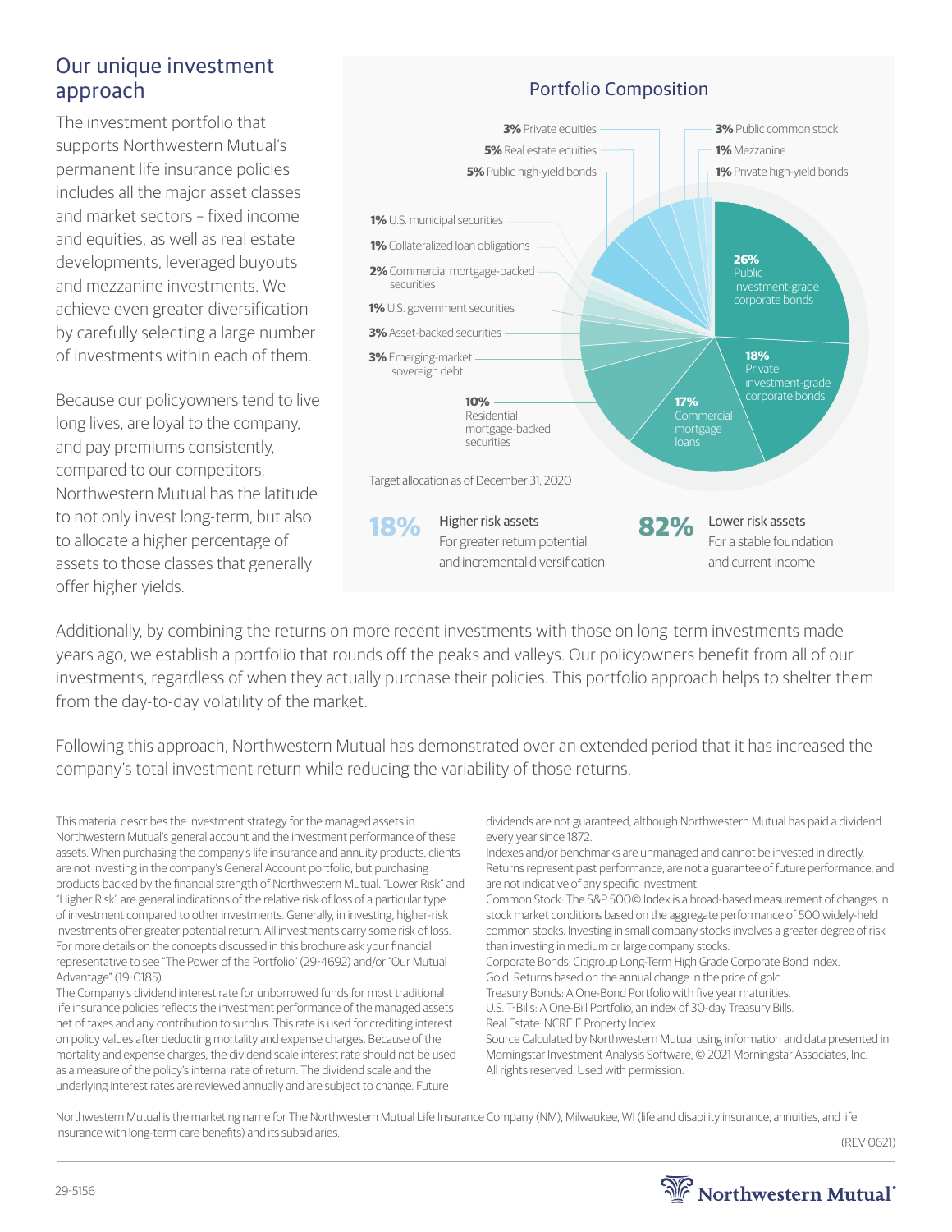## Our unique investment approach

The investment portfolio that supports Northwestern Mutual's permanent life insurance policies includes all the major asset classes and market sectors – fixed income and equities, as well as real estate developments, leveraged buyouts and mezzanine investments. We achieve even greater diversification by carefully selecting a large number of investments within each of them.

Because our policyowners tend to live long lives, are loyal to the company, and pay premiums consistently, compared to our competitors, Northwestern Mutual has the latitude to not only invest long-term, but also to allocate a higher percentage of assets to those classes that generally offer higher yields.

### Portfolio Composition

**3%** Private equities
**5%** Real estate equities
**5%** Public high-yield bonds
**3%** Public common stock
**1%** Mezzanine
**1%** Private high-yield bonds
**1%** U.S. municipal securities
**1%** Collateralized loan obligations
**2%** Commercial mortgage-backed securities
**1%** U.S. government securities
**3%** Asset-backed securities
**3%** Emerging-market sovereign debt
**10%** Residential mortgage-backed securities
**17%** Commercial mortgage loans
**18%** Private investment-grade corporate bonds
**26%** Public investment-grade corporate bonds

Target allocation as of December 31, 2020

**18%** Higher risk assets
For greater return potential and incremental diversification

**82%** Lower risk assets
For a stable foundation and current income

Additionally, by combining the returns on more recent investments with those on long-term investments made years ago, we establish a portfolio that rounds off the peaks and valleys. Our policyowners benefit from all of our investments, regardless of when they actually purchase their policies. This portfolio approach helps to shelter them from the day-to-day volatility of the market.

Following this approach, Northwestern Mutual has demonstrated over an extended period that it has increased the company's total investment return while reducing the variability of those returns.

This material describes the investment strategy for the managed assets in Northwestern Mutual's general account and the investment performance of these assets. When purchasing the company's life insurance and annuity products, clients are not investing in the company's General Account portfolio, but purchasing products backed by the financial strength of Northwestern Mutual. "Lower Risk" and "Higher Risk" are general indications of the relative risk of loss of a particular type of investment compared to other investments. Generally, in investing, higher-risk investments offer greater potential return. All investments carry some risk of loss. For more details on the concepts discussed in this brochure ask your financial representative to see "The Power of the Portfolio" (29-4692) and/or "Our Mutual Advantage" (19-0185).

The Company's dividend interest rate for unborrowed funds for most traditional life insurance policies reflects the investment performance of the managed assets net of taxes and any contribution to surplus. This rate is used for crediting interest on policy values after deducting mortality and expense charges. Because of the mortality and expense charges, the dividend scale interest rate should not be used as a measure of the policy's internal rate of return. The dividend scale and the underlying interest rates are reviewed annually and are subject to change. Future dividends are not guaranteed, although Northwestern Mutual has paid a dividend every year since 1872.

Indexes and/or benchmarks are unmanaged and cannot be invested in directly. Returns represent past performance, are not a guarantee of future performance, and are not indicative of any specific investment.

Common Stock: The S&P 500© Index is a broad-based measurement of changes in stock market conditions based on the aggregate performance of 500 widely-held common stocks. Investing in small company stocks involves a greater degree of risk than investing in medium or large company stocks.

Corporate Bonds: Citigroup Long-Term High Grade Corporate Bond Index.

Gold: Returns based on the annual change in the price of gold.

Treasury Bonds: A One-Bond Portfolio with five year maturities.

U.S. T-Bills: A One-Bill Portfolio, an index of 30-day Treasury Bills.

Real Estate: NCREIF Property Index

Source Calculated by Northwestern Mutual using information and data presented in Morningstar Investment Analysis Software, © 2021 Morningstar Associates, Inc. All rights reserved. Used with permission.

Northwestern Mutual is the marketing name for The Northwestern Mutual Life Insurance Company (NM), Milwaukee, WI (life and disability insurance, annuities, and life insurance with long-term care benefits) and its subsidiaries.

(REV 0621)

29-5156

Northwestern Mutual®